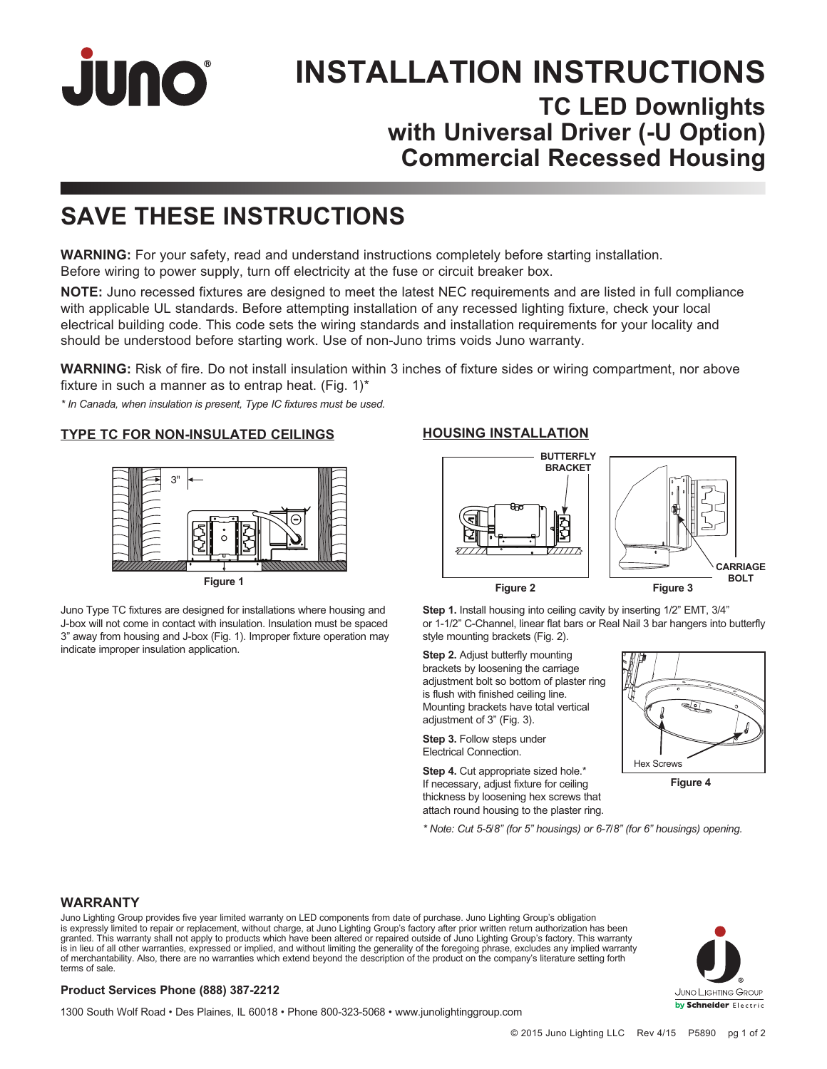# INSTALLATION INSTRUCTIONS

## TC LED Downlights with Universal Driver (-U Option) Commercial Recessed Housing

# SAVE THESE INSTRUCTIONS

**WARNING:** For your safety, read and understand instructions completely before starting installation. Before wiring to power supply, turn off electricity at the fuse or circuit breaker box.

**NOTE:** Juno recessed fixtures are designed to meet the latest NEC requirements and are listed in full compliance with applicable UL standards. Before attempting installation of any recessed lighting fixture, check your local electrical building code. This code sets the wiring standards and installation requirements for your locality and should be understood before starting work. Use of non-Juno trims voids Juno warranty.

**WARNING:** Risk of fire. Do not install insulation within 3 inches of fixture sides or wiring compartment, nor above fixture in such a manner as to entrap heat. (Fig. 1)*

*\* In Canada, when insulation is present, Type IC fixtures must be used.*

### TYPE TC FOR NON-INSULATED CEILINGS

3"

Figure 1

Juno Type TC fixtures are designed for installations where housing and J-box will not come in contact with insulation. Insulation must be spaced 3" away from housing and J-box (Fig. 1). Improper fixture operation may indicate improper insulation application.

### HOUSING INSTALLATION

BUTTERFLY BRACKET

Figure 2

CARRIAGE BOLT

Figure 3

**Step 1.** Install housing into ceiling cavity by inserting 1/2" EMT, 3/4" or 1-1/2" C-Channel, linear flat bars or Real Nail 3 bar hangers into butterfly style mounting brackets (Fig. 2).

**Step 2.** Adjust butterfly mounting brackets by loosening the carriage adjustment bolt so bottom of plaster ring is flush with finished ceiling line. Mounting brackets have total vertical adjustment of 3" (Fig. 3).

**Step 3.** Follow steps under Electrical Connection.

**Step 4.** Cut appropriate sized hole.* If necessary, adjust fixture for ceiling thickness by loosening hex screws that attach round housing to the plaster ring.

Hex Screws

Figure 4

*\* Note: Cut 5-5/8" (for 5" housings) or 6-7/8" (for 6" housings) opening.*

### WARRANTY

Juno Lighting Group provides five year limited warranty on LED components from date of purchase. Juno Lighting Group's obligation is expressly limited to repair or replacement, without charge, at Juno Lighting Group's factory after prior written return authorization has been granted. This warranty shall not apply to products which have been altered or repaired outside of Juno Lighting Group's factory. This warranty is in lieu of all other warranties, expressed or implied, and without limiting the generality of the foregoing phrase, excludes any implied warranty of merchantability. Also, there are no warranties which extend beyond the description of the product on the company's literature setting forth terms of sale.

**Product Services Phone (888) 387-2212**

1300 South Wolf Road • Des Plaines, IL 60018 • Phone 800-323-5068 • www.junolightinggroup.com

© 2015 Juno Lighting LLC Rev 4/15 P5890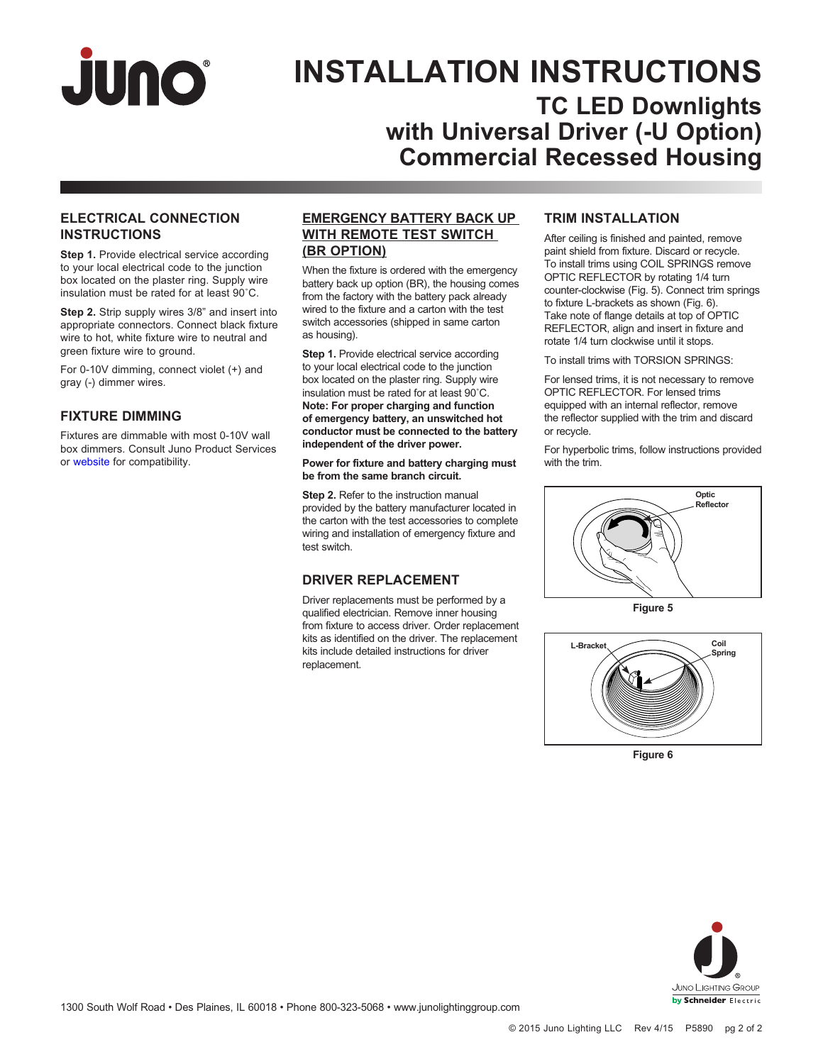# INSTALLATION INSTRUCTIONS

## TC LED Downlights with Universal Driver (-U Option) Commercial Recessed Housing

### ELECTRICAL CONNECTION INSTRUCTIONS

**Step 1.** Provide electrical service according to your local electrical code to the junction box located on the plaster ring. Supply wire insulation must be rated for at least 90˚C.

**Step 2.** Strip supply wires 3/8" and insert into appropriate connectors. Connect black fixture wire to hot, white fixture wire to neutral and green fixture wire to ground.

For 0-10V dimming, connect violet (+) and gray (-) dimmer wires.

### FIXTURE DIMMING

Fixtures are dimmable with most 0-10V wall box dimmers. Consult Juno Product Services or website for compatibility.

### EMERGENCY BATTERY BACK UP WITH REMOTE TEST SWITCH (BR OPTION)

When the fixture is ordered with the emergency battery back up option (BR), the housing comes from the factory with the battery pack already wired to the fixture and a carton with the test switch accessories (shipped in same carton as housing).

**Step 1.** Provide electrical service according to your local electrical code to the junction box located on the plaster ring. Supply wire insulation must be rated for at least 90˚C. **Note: For proper charging and function of emergency battery, an unswitched hot conductor must be connected to the battery independent of the driver power.**

**Power for fixture and battery charging must be from the same branch circuit.**

**Step 2.** Refer to the instruction manual provided by the battery manufacturer located in the carton with the test accessories to complete wiring and installation of emergency fixture and test switch.

### DRIVER REPLACEMENT

Driver replacements must be performed by a qualified electrician. Remove inner housing from fixture to access driver. Order replacement kits as identified on the driver. The replacement kits include detailed instructions for driver replacement.

### TRIM INSTALLATION

After ceiling is finished and painted, remove paint shield from fixture. Discard or recycle. To install trims using COIL SPRINGS remove OPTIC REFLECTOR by rotating 1/4 turn counter-clockwise (Fig. 5). Connect trim springs to fixture L-brackets as shown (Fig. 6). Take note of flange details at top of OPTIC REFLECTOR, align and insert in fixture and rotate 1/4 turn clockwise until it stops.

To install trims with TORSION SPRINGS:

For lensed trims, it is not necessary to remove OPTIC REFLECTOR. For lensed trims equipped with an internal reflector, remove the reflector supplied with the trim and discard or recycle.

For hyperbolic trims, follow instructions provided with the trim.

Optic Reflector

Figure 5

L-Bracket, Coil Spring

Figure 6

1300 South Wolf Road • Des Plaines, IL 60018 • Phone 800-323-5068 • www.junolightinggroup.com

© 2015 Juno Lighting LLC Rev 4/15 P5890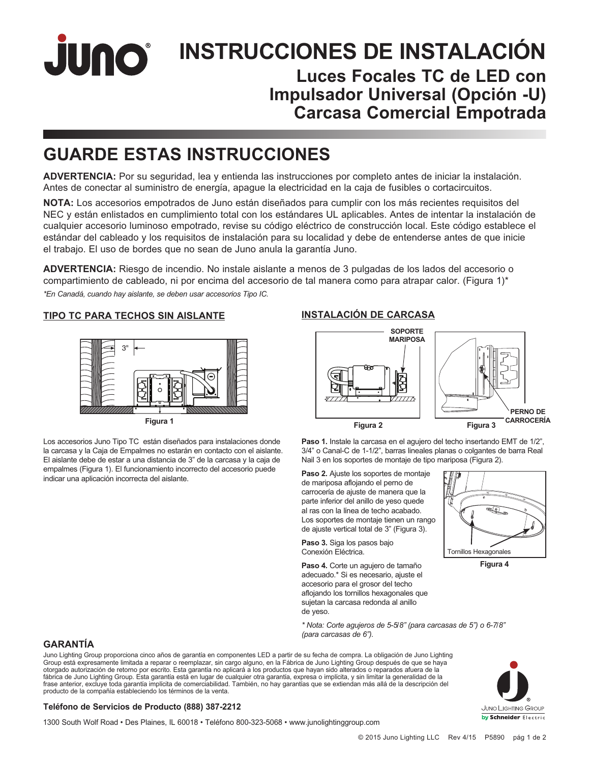# INSTRUCCIONES DE INSTALACIÓN

## Luces Focales TC de LED con Impulsador Universal (Opción -U) Carcasa Comercial Empotrada

## GUARDE ESTAS INSTRUCCIONES

**ADVERTENCIA:** Por su seguridad, lea y entienda las instrucciones por completo antes de iniciar la instalación. Antes de conectar al suministro de energía, apague la electricidad en la caja de fusibles o cortacircuitos.

**NOTA:** Los accesorios empotrados de Juno están diseñados para cumplir con los más recientes requisitos del NEC y están enlistados en cumplimiento total con los estándares UL aplicables. Antes de intentar la instalación de cualquier accesorio luminoso empotrado, revise su código eléctrico de construcción local. Este código establece el estándar del cableado y los requisitos de instalación para su localidad y debe de entenderse antes de que inicie el trabajo. El uso de bordes que no sean de Juno anula la garantía Juno.

**ADVERTENCIA:** Riesgo de incendio. No instale aislante a menos de 3 pulgadas de los lados del accesorio o compartimiento de cableado, ni por encima del accesorio de tal manera como para atrapar calor. (Figura 1)*

*\*En Canadá, cuando hay aislante, se deben usar accesorios Tipo IC.*

### TIPO TC PARA TECHOS SIN AISLANTE

3"

Figura 1

Los accesorios Juno Tipo TC están diseñados para instalaciones donde la carcasa y la Caja de Empalmes no estarán en contacto con el aislante. El aislante debe de estar a una distancia de 3" de la carcasa y la caja de empalmes (Figura 1). El funcionamiento incorrecto del accesorio puede indicar una aplicación incorrecta del aislante.

### INSTALACIÓN DE CARCASA

SOPORTE MARIPOSA

Figura 2

PERNO DE CARROCERÍA

Figura 3

**Paso 1.** Instale la carcasa en el agujero del techo insertando EMT de 1/2", 3/4" o Canal-C de 1-1/2", barras lineales planas o colgantes de barra Real Nail 3 en los soportes de montaje de tipo mariposa (Figura 2).

**Paso 2.** Ajuste los soportes de montaje de mariposa aflojando el perno de carrocería de ajuste de manera que la parte inferior del anillo de yeso quede al ras con la línea de techo acabado. Los soportes de montaje tienen un rango de ajuste vertical total de 3" (Figura 3).

**Paso 3.** Siga los pasos bajo Conexión Eléctrica.

**Paso 4.** Corte un agujero de tamaño adecuado.* Si es necesario, ajuste el accesorio para el grosor del techo aflojando los tornillos hexagonales que sujetan la carcasa redonda al anillo de yeso.

Tornillos Hexagonales

Figura 4

*\* Nota: Corte agujeros de 5-5/8" (para carcasas de 5") o 6-7/8" (para carcasas de 6").*

## GARANTÍA

Juno Lighting Group proporciona cinco años de garantía en componentes LED a partir de su fecha de compra. La obligación de Juno Lighting Group está expresamente limitada a reparar o reemplazar, sin cargo alguno, en la Fábrica de Juno Lighting Group después de que se haya otorgado autorización de retorno por escrito. Esta garantía no aplicará a los productos que hayan sido alterados o reparados afuera de la fábrica de Juno Lighting Group. Esta garantía está en lugar de cualquier otra garantía, expresa o implícita, y sin limitar la generalidad de la frase anterior, excluye toda garantía implícita de comerciabilidad. También, no hay garantías que se extiendan más allá de la descripción del producto de la compañía estableciendo los términos de la venta.

**Teléfono de Servicios de Producto (888) 387-2212**

1300 South Wolf Road • Des Plaines, IL 60018 • Teléfono 800-323-5068 • www.junolightinggroup.com

Juno Lighting Group by Schneider Electric

© 2015 Juno Lighting LLC Rev 4/15 P5890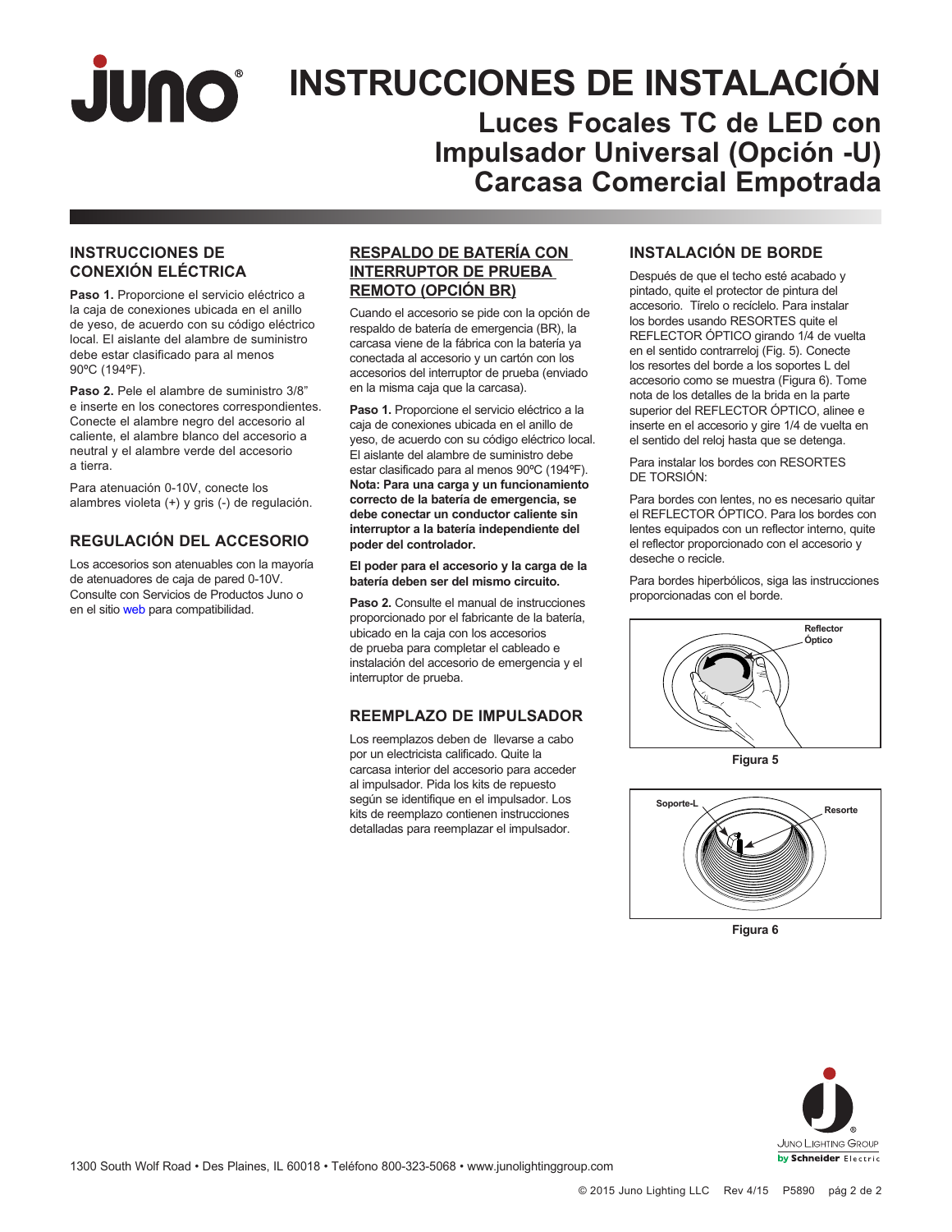# INSTRUCCIONES DE INSTALACIÓN

## Luces Focales TC de LED con Impulsador Universal (Opción -U) Carcasa Comercial Empotrada

### INSTRUCCIONES DE CONEXIÓN ELÉCTRICA

**Paso 1.** Proporcione el servicio eléctrico a la caja de conexiones ubicada en el anillo de yeso, de acuerdo con su código eléctrico local. El aislante del alambre de suministro debe estar clasificado para al menos 90ºC (194ºF).

**Paso 2.** Pele el alambre de suministro 3/8" e inserte en los conectores correspondientes. Conecte el alambre negro del accesorio al caliente, el alambre blanco del accesorio a neutral y el alambre verde del accesorio a tierra.

Para atenuación 0-10V, conecte los alambres violeta (+) y gris (-) de regulación.

### REGULACIÓN DEL ACCESORIO

Los accesorios son atenuables con la mayoría de atenuadores de caja de pared 0-10V. Consulte con Servicios de Productos Juno o en el sitio web para compatibilidad.

### RESPALDO DE BATERÍA CON INTERRUPTOR DE PRUEBA REMOTO (OPCIÓN BR)

Cuando el accesorio se pide con la opción de respaldo de batería de emergencia (BR), la carcasa viene de la fábrica con la batería ya conectada al accesorio y un cartón con los accesorios del interruptor de prueba (enviado en la misma caja que la carcasa).

**Paso 1.** Proporcione el servicio eléctrico a la caja de conexiones ubicada en el anillo de yeso, de acuerdo con su código eléctrico local. El aislante del alambre de suministro debe estar clasificado para al menos 90ºC (194ºF). **Nota: Para una carga y un funcionamiento correcto de la batería de emergencia, se debe conectar un conductor caliente sin interruptor a la batería independiente del poder del controlador.**

**El poder para el accesorio y la carga de la batería deben ser del mismo circuito.**

**Paso 2.** Consulte el manual de instrucciones proporcionado por el fabricante de la batería, ubicado en la caja con los accesorios de prueba para completar el cableado e instalación del accesorio de emergencia y el interruptor de prueba.

### REEMPLAZO DE IMPULSADOR

Los reemplazos deben de llevarse a cabo por un electricista calificado. Quite la carcasa interior del accesorio para acceder al impulsador. Pida los kits de repuesto según se identifique en el impulsador. Los kits de reemplazo contienen instrucciones detalladas para reemplazar el impulsador.

### INSTALACIÓN DE BORDE

Después de que el techo esté acabado y pintado, quite el protector de pintura del accesorio. Tírelo o recíclelo. Para instalar los bordes usando RESORTES quite el REFLECTOR ÓPTICO girando 1/4 de vuelta en el sentido contrarreloj (Fig. 5). Conecte los resortes del borde a los soportes L del accesorio como se muestra (Figura 6). Tome nota de los detalles de la brida en la parte superior del REFLECTOR ÓPTICO, alinee e inserte en el accesorio y gire 1/4 de vuelta en el sentido del reloj hasta que se detenga.

Para instalar los bordes con RESORTES DE TORSIÓN:

Para bordes con lentes, no es necesario quitar el REFLECTOR ÓPTICO. Para los bordes con lentes equipados con un reflector interno, quite el reflector proporcionado con el accesorio y deseche o recicle.

Para bordes hiperbólicos, siga las instrucciones proporcionadas con el borde.

Reflector Óptico

Figura 5

Soporte-L

Resorte

Figura 6

1300 South Wolf Road • Des Plaines, IL 60018 • Teléfono 800-323-5068 • www.junolightinggroup.com

© 2015 Juno Lighting LLC Rev 4/15 P5890